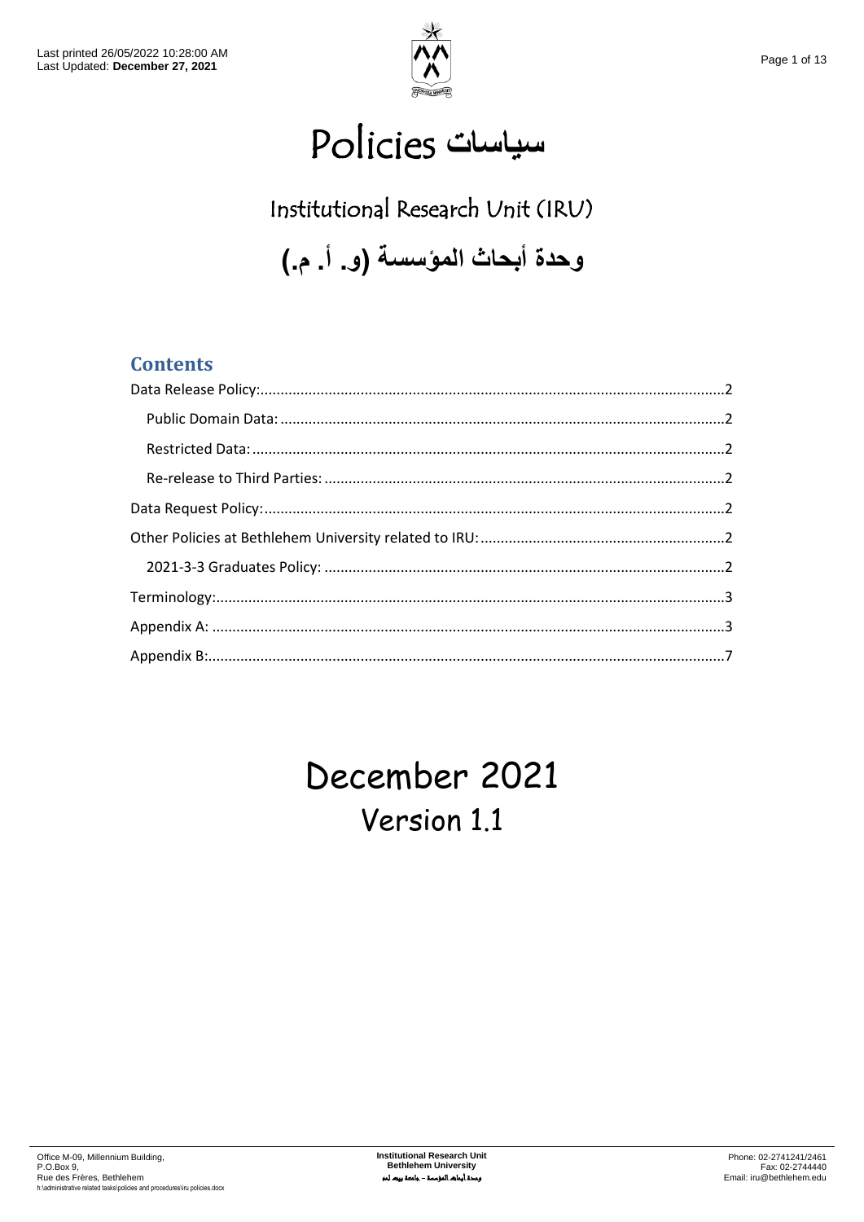# Policies سياسات

## Institutional Research Unit (IRU)

## وحدة أبحاث المؤسسة (و. أ. م.)

### Contents

- Data Release Policy: 2
  - Public Domain Data: 2
  - Restricted Data: 2
  - Re-release to Third Parties: 2
- Data Request Policy: 2
- Other Policies at Bethlehem University related to IRU: 2
  - 2021-3-3 Graduates Policy: 2
- Terminology: 3
- Appendix A: 3
- Appendix B: 7

# December 2021

## Version 1.1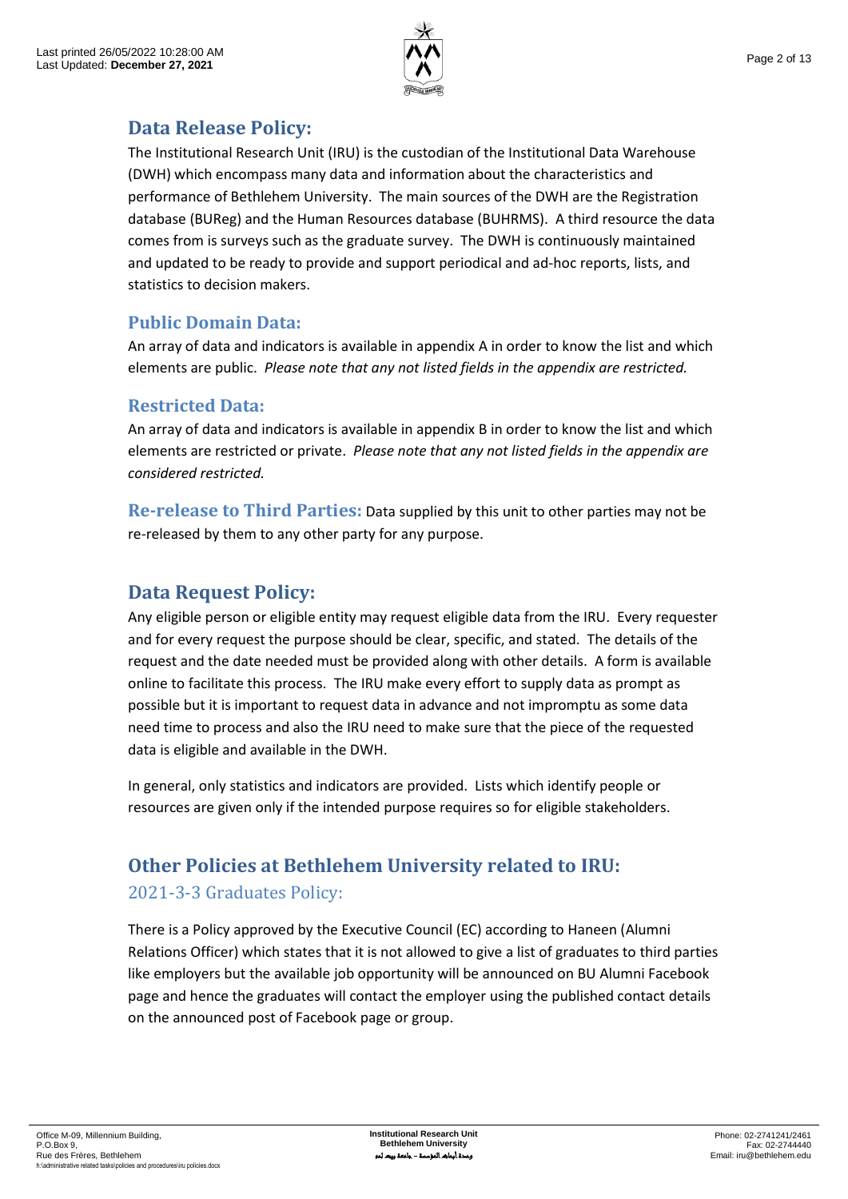## Data Release Policy:

The Institutional Research Unit (IRU) is the custodian of the Institutional Data Warehouse (DWH) which encompass many data and information about the characteristics and performance of Bethlehem University. The main sources of the DWH are the Registration database (BUReg) and the Human Resources database (BUHRMS). A third resource the data comes from is surveys such as the graduate survey. The DWH is continuously maintained and updated to be ready to provide and support periodical and ad-hoc reports, lists, and statistics to decision makers.

### Public Domain Data:

An array of data and indicators is available in appendix A in order to know the list and which elements are public. *Please note that any not listed fields in the appendix are restricted.*

### Restricted Data:

An array of data and indicators is available in appendix B in order to know the list and which elements are restricted or private. *Please note that any not listed fields in the appendix are considered restricted.*

**Re-release to Third Parties:** Data supplied by this unit to other parties may not be re-released by them to any other party for any purpose.

## Data Request Policy:

Any eligible person or eligible entity may request eligible data from the IRU. Every requester and for every request the purpose should be clear, specific, and stated. The details of the request and the date needed must be provided along with other details. A form is available online to facilitate this process. The IRU make every effort to supply data as prompt as possible but it is important to request data in advance and not impromptu as some data need time to process and also the IRU need to make sure that the piece of the requested data is eligible and available in the DWH.

In general, only statistics and indicators are provided. Lists which identify people or resources are given only if the intended purpose requires so for eligible stakeholders.

## Other Policies at Bethlehem University related to IRU:

### 2021-3-3 Graduates Policy:

There is a Policy approved by the Executive Council (EC) according to Haneen (Alumni Relations Officer) which states that it is not allowed to give a list of graduates to third parties like employers but the available job opportunity will be announced on BU Alumni Facebook page and hence the graduates will contact the employer using the published contact details on the announced post of Facebook page or group.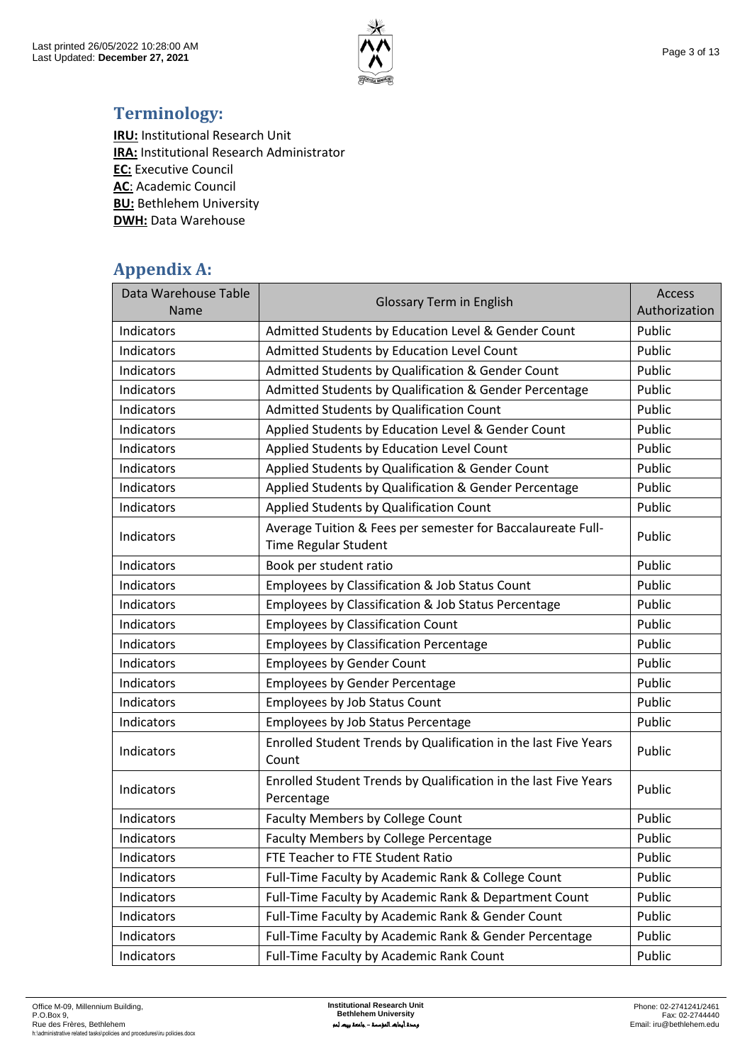## Terminology:

**IRU:** Institutional Research Unit
**IRA:** Institutional Research Administrator
**EC:** Executive Council
**AC**: Academic Council
**BU:** Bethlehem University
**DWH:** Data Warehouse

## Appendix A:

| Data Warehouse Table Name | Glossary Term in English | Access Authorization |
|---|---|---|
| Indicators | Admitted Students by Education Level & Gender Count | Public |
| Indicators | Admitted Students by Education Level Count | Public |
| Indicators | Admitted Students by Qualification & Gender Count | Public |
| Indicators | Admitted Students by Qualification & Gender Percentage | Public |
| Indicators | Admitted Students by Qualification Count | Public |
| Indicators | Applied Students by Education Level & Gender Count | Public |
| Indicators | Applied Students by Education Level Count | Public |
| Indicators | Applied Students by Qualification & Gender Count | Public |
| Indicators | Applied Students by Qualification & Gender Percentage | Public |
| Indicators | Applied Students by Qualification Count | Public |
| Indicators | Average Tuition & Fees per semester for Baccalaureate Full-Time Regular Student | Public |
| Indicators | Book per student ratio | Public |
| Indicators | Employees by Classification & Job Status Count | Public |
| Indicators | Employees by Classification & Job Status Percentage | Public |
| Indicators | Employees by Classification Count | Public |
| Indicators | Employees by Classification Percentage | Public |
| Indicators | Employees by Gender Count | Public |
| Indicators | Employees by Gender Percentage | Public |
| Indicators | Employees by Job Status Count | Public |
| Indicators | Employees by Job Status Percentage | Public |
| Indicators | Enrolled Student Trends by Qualification in the last Five Years Count | Public |
| Indicators | Enrolled Student Trends by Qualification in the last Five Years Percentage | Public |
| Indicators | Faculty Members by College Count | Public |
| Indicators | Faculty Members by College Percentage | Public |
| Indicators | FTE Teacher to FTE Student Ratio | Public |
| Indicators | Full-Time Faculty by Academic Rank & College Count | Public |
| Indicators | Full-Time Faculty by Academic Rank & Department Count | Public |
| Indicators | Full-Time Faculty by Academic Rank & Gender Count | Public |
| Indicators | Full-Time Faculty by Academic Rank & Gender Percentage | Public |
| Indicators | Full-Time Faculty by Academic Rank Count | Public |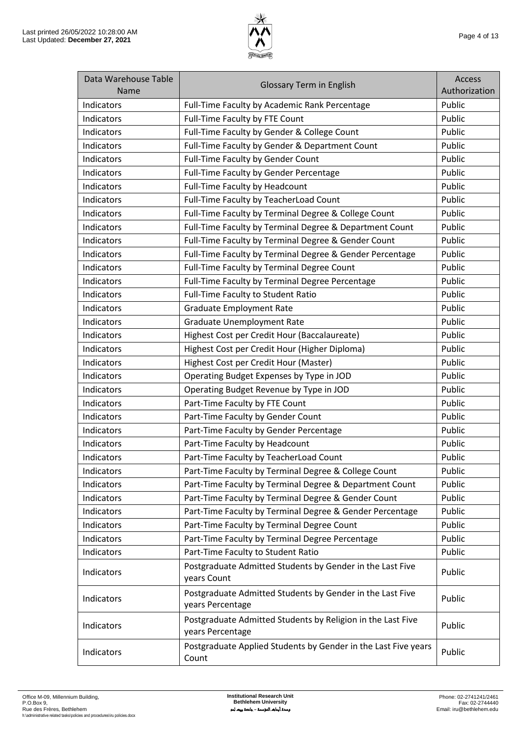| Data Warehouse Table Name | Glossary Term in English | Access Authorization |
|---|---|---|
| Indicators | Full-Time Faculty by Academic Rank Percentage | Public |
| Indicators | Full-Time Faculty by FTE Count | Public |
| Indicators | Full-Time Faculty by Gender & College Count | Public |
| Indicators | Full-Time Faculty by Gender & Department Count | Public |
| Indicators | Full-Time Faculty by Gender Count | Public |
| Indicators | Full-Time Faculty by Gender Percentage | Public |
| Indicators | Full-Time Faculty by Headcount | Public |
| Indicators | Full-Time Faculty by TeacherLoad Count | Public |
| Indicators | Full-Time Faculty by Terminal Degree & College Count | Public |
| Indicators | Full-Time Faculty by Terminal Degree & Department Count | Public |
| Indicators | Full-Time Faculty by Terminal Degree & Gender Count | Public |
| Indicators | Full-Time Faculty by Terminal Degree & Gender Percentage | Public |
| Indicators | Full-Time Faculty by Terminal Degree Count | Public |
| Indicators | Full-Time Faculty by Terminal Degree Percentage | Public |
| Indicators | Full-Time Faculty to Student Ratio | Public |
| Indicators | Graduate Employment Rate | Public |
| Indicators | Graduate Unemployment Rate | Public |
| Indicators | Highest Cost per Credit Hour (Baccalaureate) | Public |
| Indicators | Highest Cost per Credit Hour (Higher Diploma) | Public |
| Indicators | Highest Cost per Credit Hour (Master) | Public |
| Indicators | Operating Budget Expenses by Type in JOD | Public |
| Indicators | Operating Budget Revenue by Type in JOD | Public |
| Indicators | Part-Time Faculty by FTE Count | Public |
| Indicators | Part-Time Faculty by Gender Count | Public |
| Indicators | Part-Time Faculty by Gender Percentage | Public |
| Indicators | Part-Time Faculty by Headcount | Public |
| Indicators | Part-Time Faculty by TeacherLoad Count | Public |
| Indicators | Part-Time Faculty by Terminal Degree & College Count | Public |
| Indicators | Part-Time Faculty by Terminal Degree & Department Count | Public |
| Indicators | Part-Time Faculty by Terminal Degree & Gender Count | Public |
| Indicators | Part-Time Faculty by Terminal Degree & Gender Percentage | Public |
| Indicators | Part-Time Faculty by Terminal Degree Count | Public |
| Indicators | Part-Time Faculty by Terminal Degree Percentage | Public |
| Indicators | Part-Time Faculty to Student Ratio | Public |
| Indicators | Postgraduate Admitted Students by Gender in the Last Five years Count | Public |
| Indicators | Postgraduate Admitted Students by Gender in the Last Five years Percentage | Public |
| Indicators | Postgraduate Admitted Students by Religion in the Last Five years Percentage | Public |
| Indicators | Postgraduate Applied Students by Gender in the Last Five years Count | Public |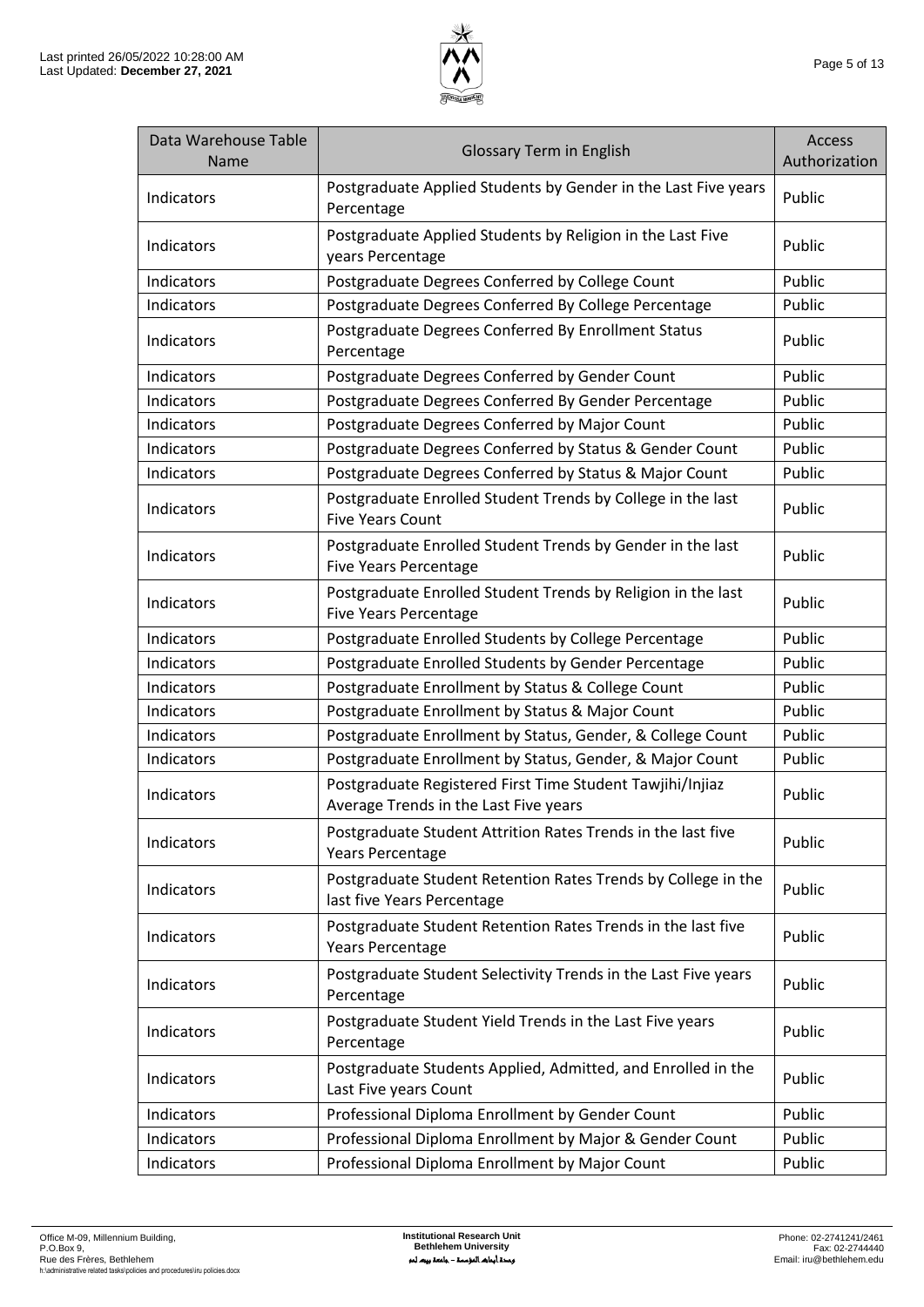| Data Warehouse Table Name | Glossary Term in English | Access Authorization |
|---|---|---|
| Indicators | Postgraduate Applied Students by Gender in the Last Five years Percentage | Public |
| Indicators | Postgraduate Applied Students by Religion in the Last Five years Percentage | Public |
| Indicators | Postgraduate Degrees Conferred by College Count | Public |
| Indicators | Postgraduate Degrees Conferred By College Percentage | Public |
| Indicators | Postgraduate Degrees Conferred By Enrollment Status Percentage | Public |
| Indicators | Postgraduate Degrees Conferred by Gender Count | Public |
| Indicators | Postgraduate Degrees Conferred By Gender Percentage | Public |
| Indicators | Postgraduate Degrees Conferred by Major Count | Public |
| Indicators | Postgraduate Degrees Conferred by Status & Gender Count | Public |
| Indicators | Postgraduate Degrees Conferred by Status & Major Count | Public |
| Indicators | Postgraduate Enrolled Student Trends by College in the last Five Years Count | Public |
| Indicators | Postgraduate Enrolled Student Trends by Gender in the last Five Years Percentage | Public |
| Indicators | Postgraduate Enrolled Student Trends by Religion in the last Five Years Percentage | Public |
| Indicators | Postgraduate Enrolled Students by College Percentage | Public |
| Indicators | Postgraduate Enrolled Students by Gender Percentage | Public |
| Indicators | Postgraduate Enrollment by Status & College Count | Public |
| Indicators | Postgraduate Enrollment by Status & Major Count | Public |
| Indicators | Postgraduate Enrollment by Status, Gender, & College Count | Public |
| Indicators | Postgraduate Enrollment by Status, Gender, & Major Count | Public |
| Indicators | Postgraduate Registered First Time Student Tawjihi/Injiaz Average Trends in the Last Five years | Public |
| Indicators | Postgraduate Student Attrition Rates Trends in the last five Years Percentage | Public |
| Indicators | Postgraduate Student Retention Rates Trends by College in the last five Years Percentage | Public |
| Indicators | Postgraduate Student Retention Rates Trends in the last five Years Percentage | Public |
| Indicators | Postgraduate Student Selectivity Trends in the Last Five years Percentage | Public |
| Indicators | Postgraduate Student Yield Trends in the Last Five years Percentage | Public |
| Indicators | Postgraduate Students Applied, Admitted, and Enrolled in the Last Five years Count | Public |
| Indicators | Professional Diploma Enrollment by Gender Count | Public |
| Indicators | Professional Diploma Enrollment by Major & Gender Count | Public |
| Indicators | Professional Diploma Enrollment by Major Count | Public |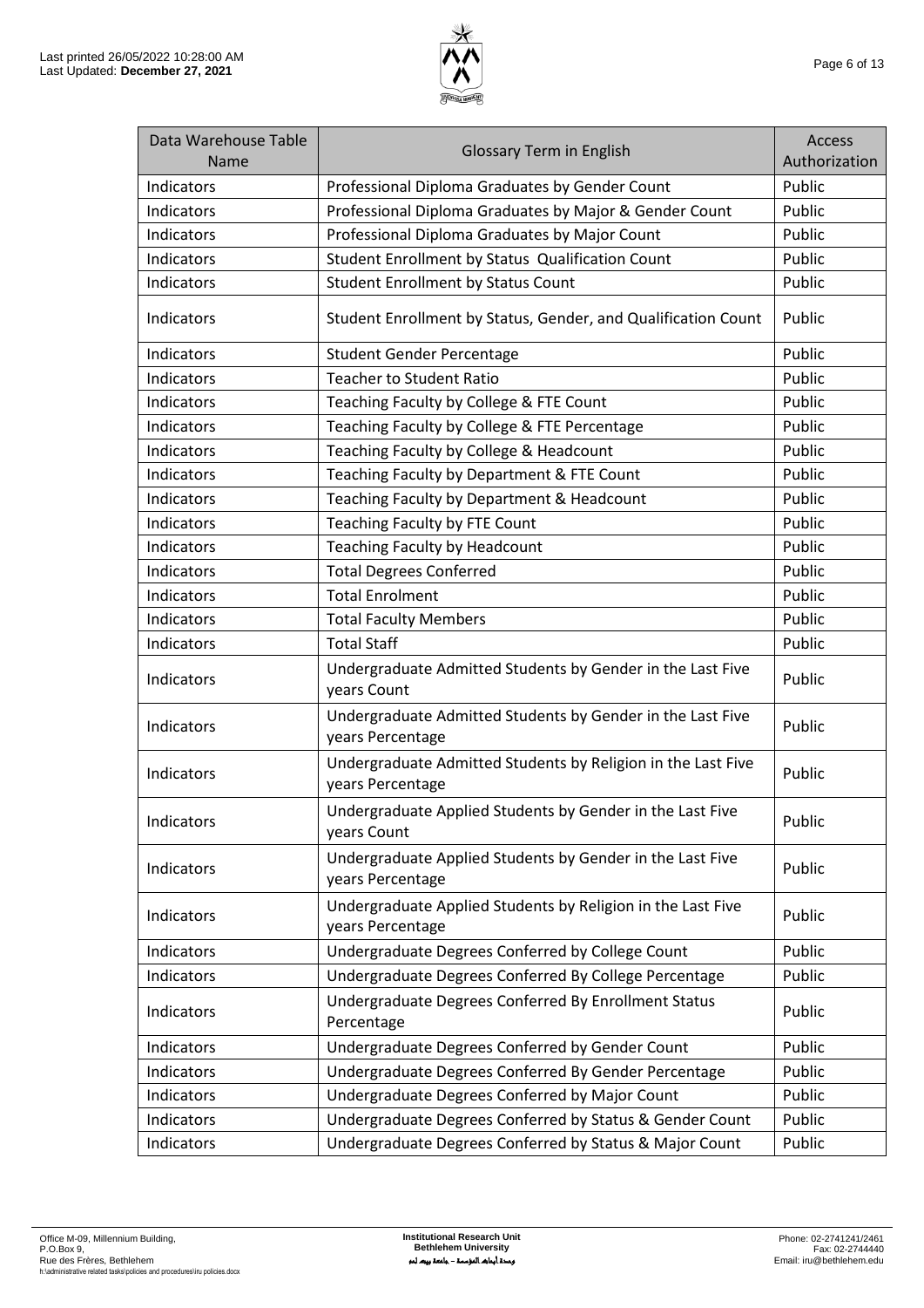| Data Warehouse Table Name | Glossary Term in English | Access Authorization |
|---|---|---|
| Indicators | Professional Diploma Graduates by Gender Count | Public |
| Indicators | Professional Diploma Graduates by Major & Gender Count | Public |
| Indicators | Professional Diploma Graduates by Major Count | Public |
| Indicators | Student Enrollment by Status  Qualification Count | Public |
| Indicators | Student Enrollment by Status Count | Public |
| Indicators | Student Enrollment by Status, Gender, and Qualification Count | Public |
| Indicators | Student Gender Percentage | Public |
| Indicators | Teacher to Student Ratio | Public |
| Indicators | Teaching Faculty by College & FTE Count | Public |
| Indicators | Teaching Faculty by College & FTE Percentage | Public |
| Indicators | Teaching Faculty by College & Headcount | Public |
| Indicators | Teaching Faculty by Department & FTE Count | Public |
| Indicators | Teaching Faculty by Department & Headcount | Public |
| Indicators | Teaching Faculty by FTE Count | Public |
| Indicators | Teaching Faculty by Headcount | Public |
| Indicators | Total Degrees Conferred | Public |
| Indicators | Total Enrolment | Public |
| Indicators | Total Faculty Members | Public |
| Indicators | Total Staff | Public |
| Indicators | Undergraduate Admitted Students by Gender in the Last Five years Count | Public |
| Indicators | Undergraduate Admitted Students by Gender in the Last Five years Percentage | Public |
| Indicators | Undergraduate Admitted Students by Religion in the Last Five years Percentage | Public |
| Indicators | Undergraduate Applied Students by Gender in the Last Five years Count | Public |
| Indicators | Undergraduate Applied Students by Gender in the Last Five years Percentage | Public |
| Indicators | Undergraduate Applied Students by Religion in the Last Five years Percentage | Public |
| Indicators | Undergraduate Degrees Conferred by College Count | Public |
| Indicators | Undergraduate Degrees Conferred By College Percentage | Public |
| Indicators | Undergraduate Degrees Conferred By Enrollment Status Percentage | Public |
| Indicators | Undergraduate Degrees Conferred by Gender Count | Public |
| Indicators | Undergraduate Degrees Conferred By Gender Percentage | Public |
| Indicators | Undergraduate Degrees Conferred by Major Count | Public |
| Indicators | Undergraduate Degrees Conferred by Status & Gender Count | Public |
| Indicators | Undergraduate Degrees Conferred by Status & Major Count | Public |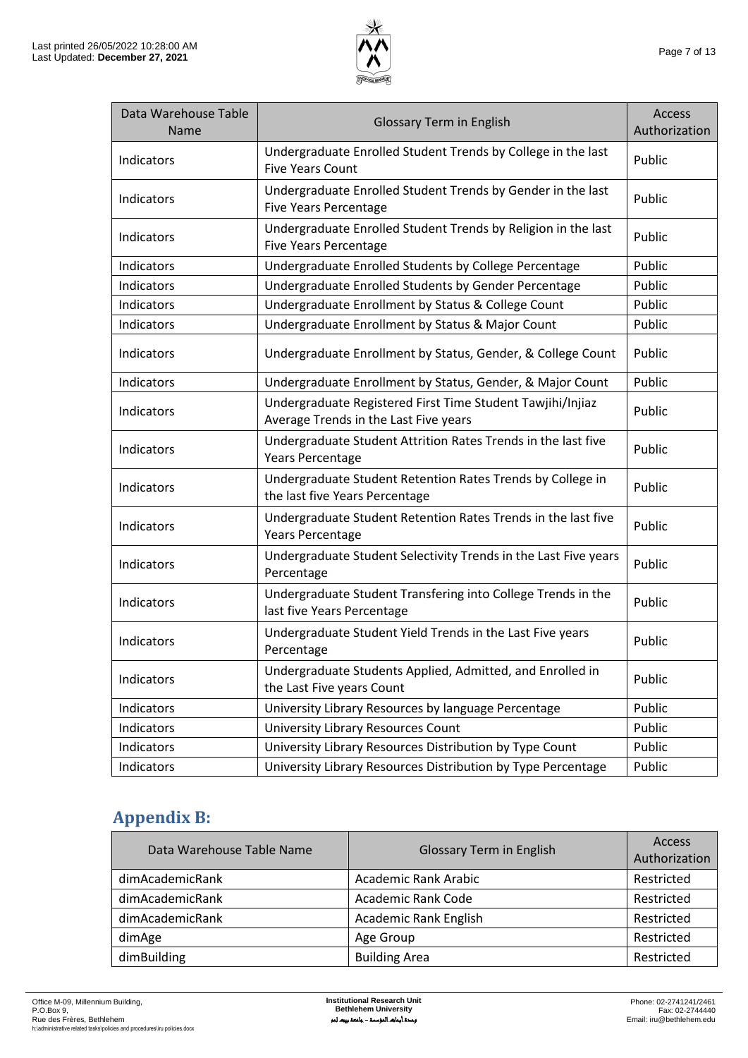| Data Warehouse Table Name | Glossary Term in English | Access Authorization |
|---|---|---|
| Indicators | Undergraduate Enrolled Student Trends by College in the last Five Years Count | Public |
| Indicators | Undergraduate Enrolled Student Trends by Gender in the last Five Years Percentage | Public |
| Indicators | Undergraduate Enrolled Student Trends by Religion in the last Five Years Percentage | Public |
| Indicators | Undergraduate Enrolled Students by College Percentage | Public |
| Indicators | Undergraduate Enrolled Students by Gender Percentage | Public |
| Indicators | Undergraduate Enrollment by Status & College Count | Public |
| Indicators | Undergraduate Enrollment by Status & Major Count | Public |
| Indicators | Undergraduate Enrollment by Status, Gender, & College Count | Public |
| Indicators | Undergraduate Enrollment by Status, Gender, & Major Count | Public |
| Indicators | Undergraduate Registered First Time Student Tawjihi/Injiaz Average Trends in the Last Five years | Public |
| Indicators | Undergraduate Student Attrition Rates Trends in the last five Years Percentage | Public |
| Indicators | Undergraduate Student Retention Rates Trends by College in the last five Years Percentage | Public |
| Indicators | Undergraduate Student Retention Rates Trends in the last five Years Percentage | Public |
| Indicators | Undergraduate Student Selectivity Trends in the Last Five years Percentage | Public |
| Indicators | Undergraduate Student Transfering into College Trends in the last five Years Percentage | Public |
| Indicators | Undergraduate Student Yield Trends in the Last Five years Percentage | Public |
| Indicators | Undergraduate Students Applied, Admitted, and Enrolled in the Last Five years Count | Public |
| Indicators | University Library Resources by language Percentage | Public |
| Indicators | University Library Resources Count | Public |
| Indicators | University Library Resources Distribution by Type Count | Public |
| Indicators | University Library Resources Distribution by Type Percentage | Public |

## Appendix B:

| Data Warehouse Table Name | Glossary Term in English | Access Authorization |
|---|---|---|
| dimAcademicRank | Academic Rank Arabic | Restricted |
| dimAcademicRank | Academic Rank Code | Restricted |
| dimAcademicRank | Academic Rank English | Restricted |
| dimAge | Age Group | Restricted |
| dimBuilding | Building Area | Restricted |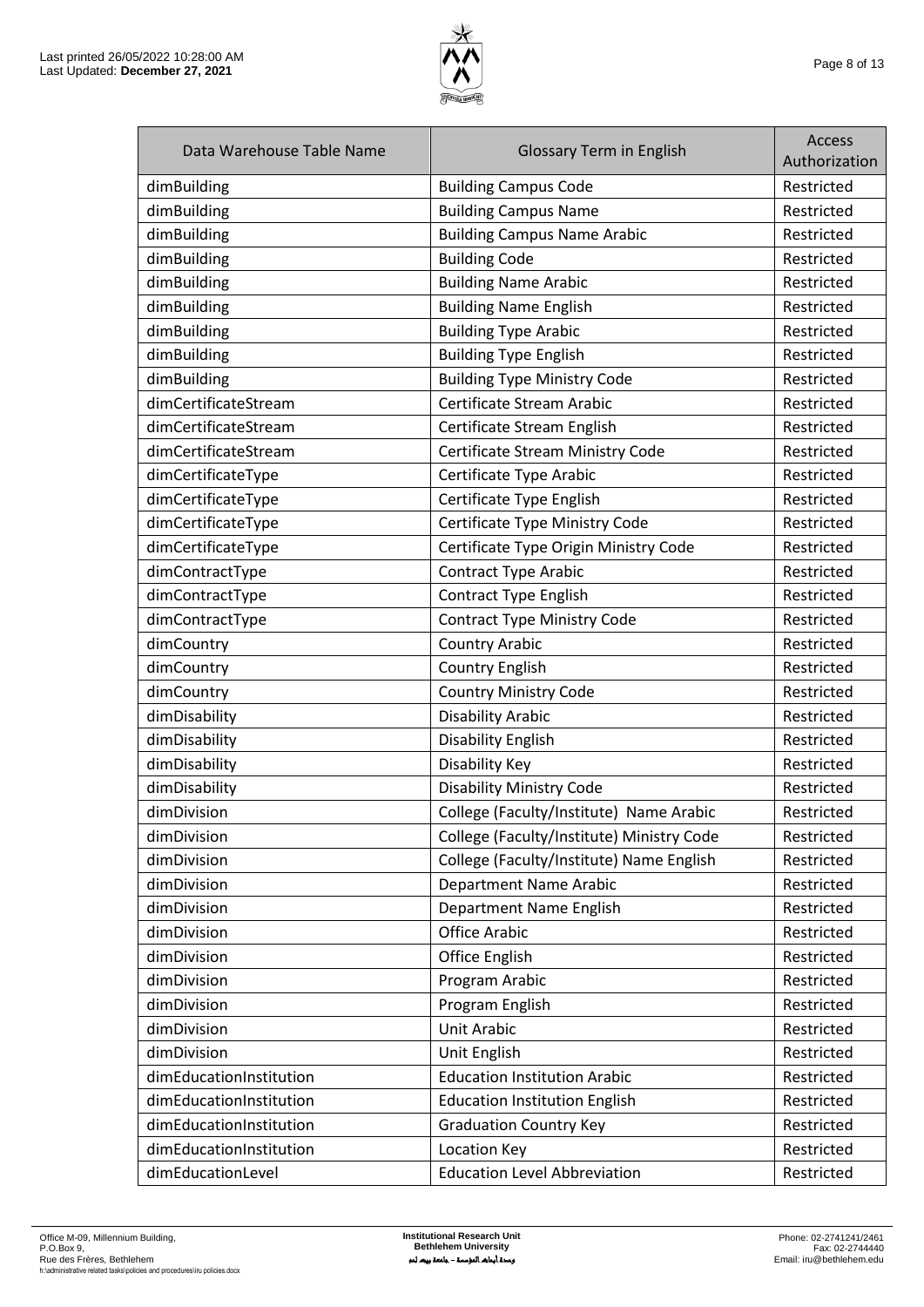| Data Warehouse Table Name | Glossary Term in English | Access Authorization |
|---|---|---|
| dimBuilding | Building Campus Code | Restricted |
| dimBuilding | Building Campus Name | Restricted |
| dimBuilding | Building Campus Name Arabic | Restricted |
| dimBuilding | Building Code | Restricted |
| dimBuilding | Building Name Arabic | Restricted |
| dimBuilding | Building Name English | Restricted |
| dimBuilding | Building Type Arabic | Restricted |
| dimBuilding | Building Type English | Restricted |
| dimBuilding | Building Type Ministry Code | Restricted |
| dimCertificateStream | Certificate Stream Arabic | Restricted |
| dimCertificateStream | Certificate Stream English | Restricted |
| dimCertificateStream | Certificate Stream Ministry Code | Restricted |
| dimCertificateType | Certificate Type Arabic | Restricted |
| dimCertificateType | Certificate Type English | Restricted |
| dimCertificateType | Certificate Type Ministry Code | Restricted |
| dimCertificateType | Certificate Type Origin Ministry Code | Restricted |
| dimContractType | Contract Type Arabic | Restricted |
| dimContractType | Contract Type English | Restricted |
| dimContractType | Contract Type Ministry Code | Restricted |
| dimCountry | Country Arabic | Restricted |
| dimCountry | Country English | Restricted |
| dimCountry | Country Ministry Code | Restricted |
| dimDisability | Disability Arabic | Restricted |
| dimDisability | Disability English | Restricted |
| dimDisability | Disability Key | Restricted |
| dimDisability | Disability Ministry Code | Restricted |
| dimDivision | College (Faculty/Institute) Name Arabic | Restricted |
| dimDivision | College (Faculty/Institute) Ministry Code | Restricted |
| dimDivision | College (Faculty/Institute) Name English | Restricted |
| dimDivision | Department Name Arabic | Restricted |
| dimDivision | Department Name English | Restricted |
| dimDivision | Office Arabic | Restricted |
| dimDivision | Office English | Restricted |
| dimDivision | Program Arabic | Restricted |
| dimDivision | Program English | Restricted |
| dimDivision | Unit Arabic | Restricted |
| dimDivision | Unit English | Restricted |
| dimEducationInstitution | Education Institution Arabic | Restricted |
| dimEducationInstitution | Education Institution English | Restricted |
| dimEducationInstitution | Graduation Country Key | Restricted |
| dimEducationInstitution | Location Key | Restricted |
| dimEducationLevel | Education Level Abbreviation | Restricted |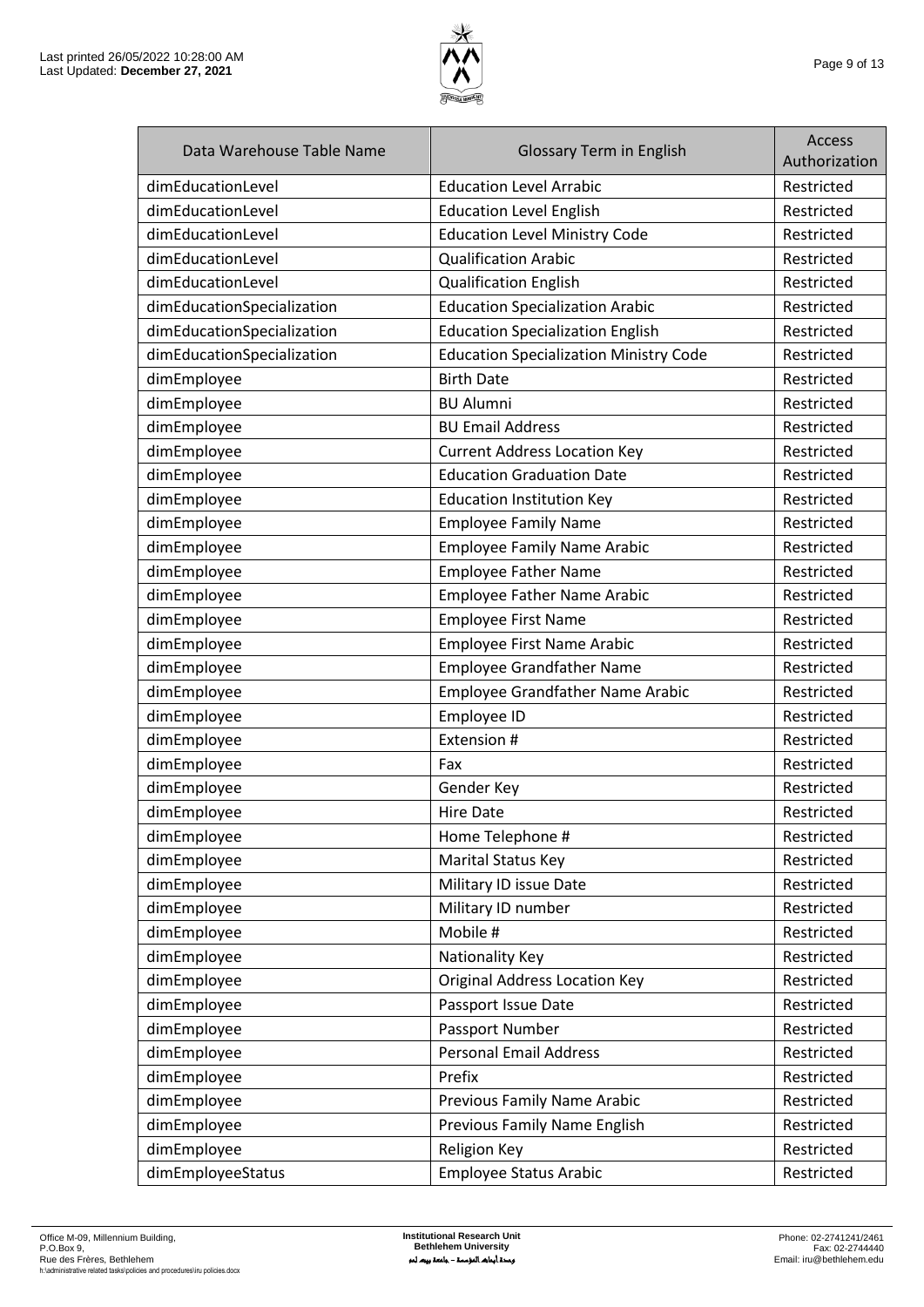| Data Warehouse Table Name | Glossary Term in English | Access Authorization |
|---|---|---|
| dimEducationLevel | Education Level Arrabic | Restricted |
| dimEducationLevel | Education Level English | Restricted |
| dimEducationLevel | Education Level Ministry Code | Restricted |
| dimEducationLevel | Qualification Arabic | Restricted |
| dimEducationLevel | Qualification English | Restricted |
| dimEducationSpecialization | Education Specialization Arabic | Restricted |
| dimEducationSpecialization | Education Specialization English | Restricted |
| dimEducationSpecialization | Education Specialization Ministry Code | Restricted |
| dimEmployee | Birth Date | Restricted |
| dimEmployee | BU Alumni | Restricted |
| dimEmployee | BU Email Address | Restricted |
| dimEmployee | Current Address Location Key | Restricted |
| dimEmployee | Education Graduation Date | Restricted |
| dimEmployee | Education Institution Key | Restricted |
| dimEmployee | Employee Family Name | Restricted |
| dimEmployee | Employee Family Name Arabic | Restricted |
| dimEmployee | Employee Father Name | Restricted |
| dimEmployee | Employee Father Name Arabic | Restricted |
| dimEmployee | Employee First Name | Restricted |
| dimEmployee | Employee First Name Arabic | Restricted |
| dimEmployee | Employee Grandfather Name | Restricted |
| dimEmployee | Employee Grandfather Name Arabic | Restricted |
| dimEmployee | Employee ID | Restricted |
| dimEmployee | Extension # | Restricted |
| dimEmployee | Fax | Restricted |
| dimEmployee | Gender Key | Restricted |
| dimEmployee | Hire Date | Restricted |
| dimEmployee | Home Telephone # | Restricted |
| dimEmployee | Marital Status Key | Restricted |
| dimEmployee | Military ID issue Date | Restricted |
| dimEmployee | Military ID number | Restricted |
| dimEmployee | Mobile # | Restricted |
| dimEmployee | Nationality Key | Restricted |
| dimEmployee | Original Address Location Key | Restricted |
| dimEmployee | Passport Issue Date | Restricted |
| dimEmployee | Passport Number | Restricted |
| dimEmployee | Personal Email Address | Restricted |
| dimEmployee | Prefix | Restricted |
| dimEmployee | Previous Family Name Arabic | Restricted |
| dimEmployee | Previous Family Name English | Restricted |
| dimEmployee | Religion Key | Restricted |
| dimEmployeeStatus | Employee Status Arabic | Restricted |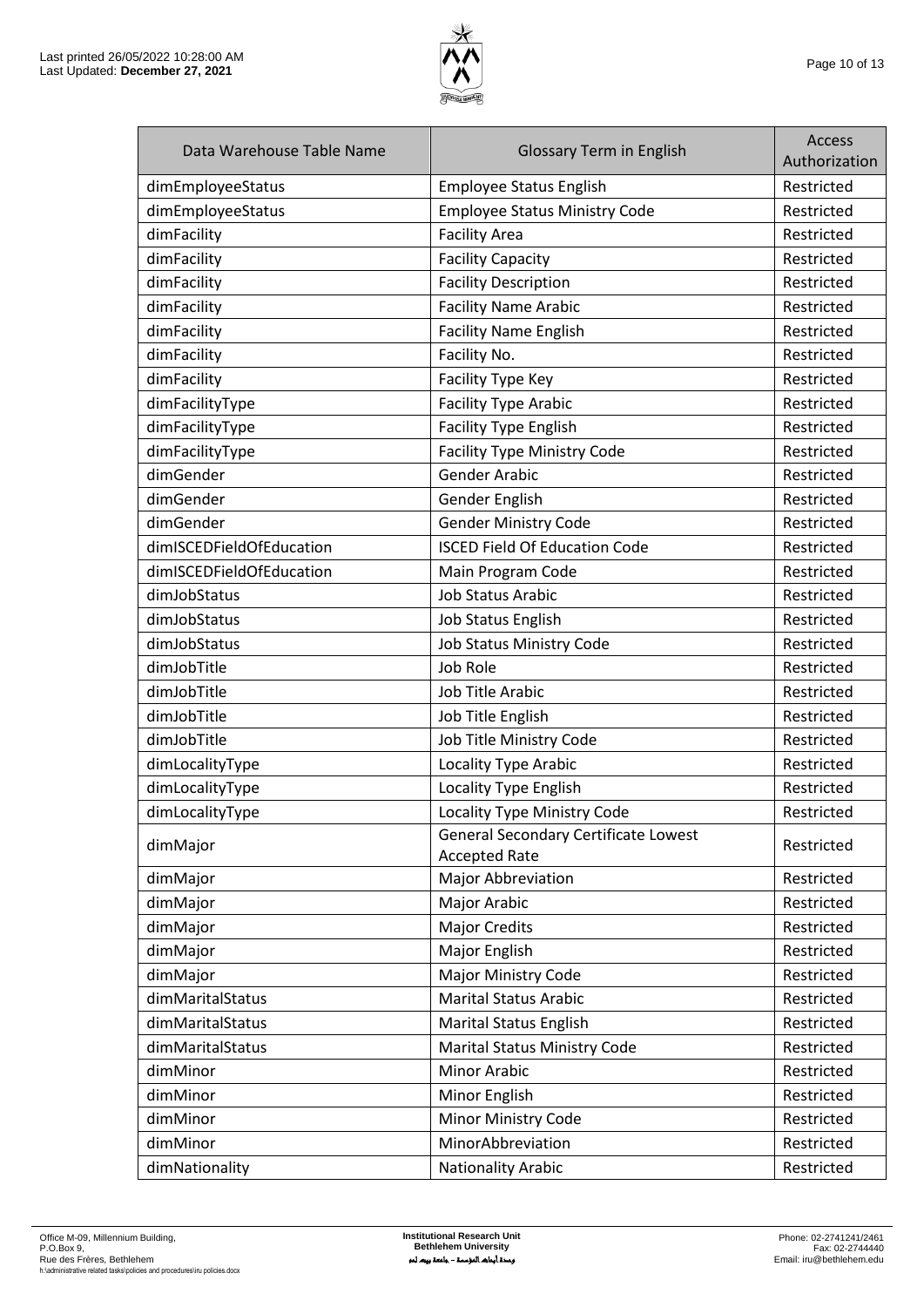| Data Warehouse Table Name | Glossary Term in English | Access Authorization |
|---|---|---|
| dimEmployeeStatus | Employee Status English | Restricted |
| dimEmployeeStatus | Employee Status Ministry Code | Restricted |
| dimFacility | Facility Area | Restricted |
| dimFacility | Facility Capacity | Restricted |
| dimFacility | Facility Description | Restricted |
| dimFacility | Facility Name Arabic | Restricted |
| dimFacility | Facility Name English | Restricted |
| dimFacility | Facility No. | Restricted |
| dimFacility | Facility Type Key | Restricted |
| dimFacilityType | Facility Type Arabic | Restricted |
| dimFacilityType | Facility Type English | Restricted |
| dimFacilityType | Facility Type Ministry Code | Restricted |
| dimGender | Gender Arabic | Restricted |
| dimGender | Gender English | Restricted |
| dimGender | Gender Ministry Code | Restricted |
| dimISCEDFieldOfEducation | ISCED Field Of Education Code | Restricted |
| dimISCEDFieldOfEducation | Main Program Code | Restricted |
| dimJobStatus | Job Status Arabic | Restricted |
| dimJobStatus | Job Status English | Restricted |
| dimJobStatus | Job Status Ministry Code | Restricted |
| dimJobTitle | Job Role | Restricted |
| dimJobTitle | Job Title Arabic | Restricted |
| dimJobTitle | Job Title English | Restricted |
| dimJobTitle | Job Title Ministry Code | Restricted |
| dimLocalityType | Locality Type Arabic | Restricted |
| dimLocalityType | Locality Type English | Restricted |
| dimLocalityType | Locality Type Ministry Code | Restricted |
| dimMajor | General Secondary Certificate Lowest Accepted Rate | Restricted |
| dimMajor | Major Abbreviation | Restricted |
| dimMajor | Major Arabic | Restricted |
| dimMajor | Major Credits | Restricted |
| dimMajor | Major English | Restricted |
| dimMajor | Major Ministry Code | Restricted |
| dimMaritalStatus | Marital Status Arabic | Restricted |
| dimMaritalStatus | Marital Status English | Restricted |
| dimMaritalStatus | Marital Status Ministry Code | Restricted |
| dimMinor | Minor Arabic | Restricted |
| dimMinor | Minor English | Restricted |
| dimMinor | Minor Ministry Code | Restricted |
| dimMinor | MinorAbbreviation | Restricted |
| dimNationality | Nationality Arabic | Restricted |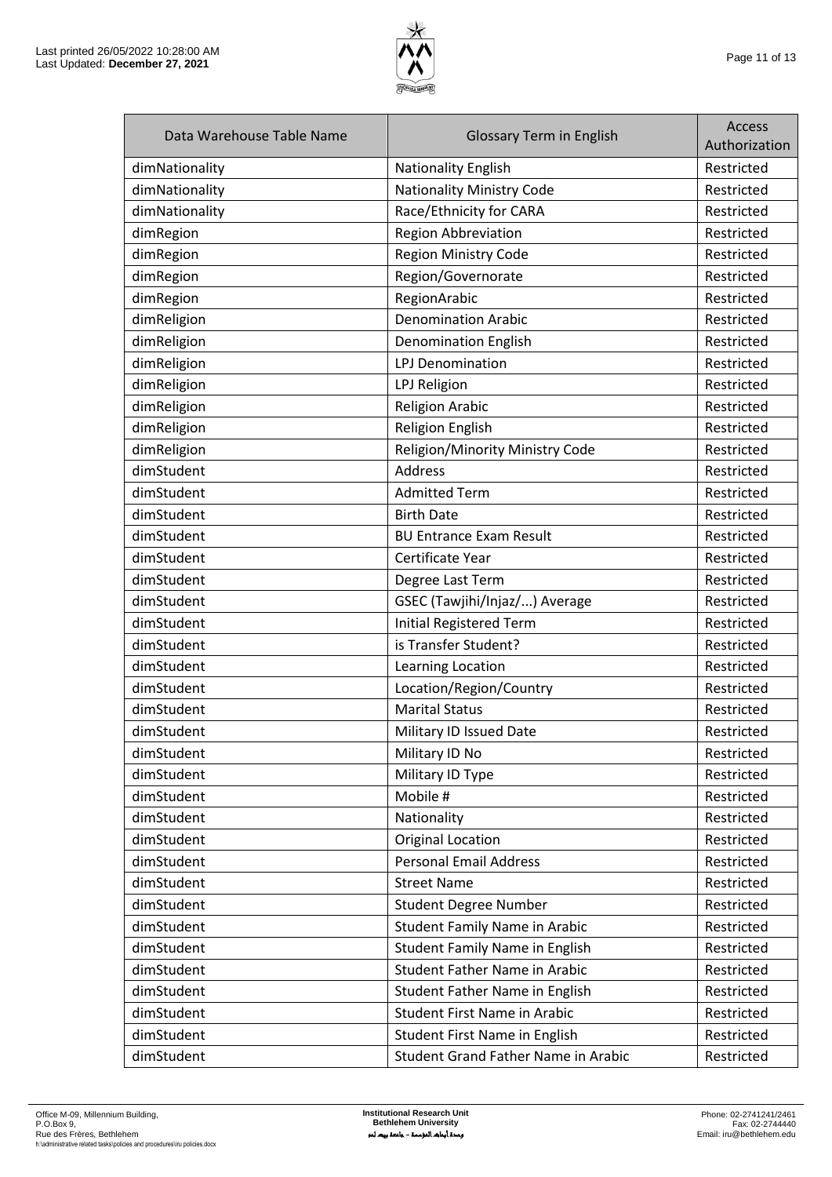| Data Warehouse Table Name | Glossary Term in English | Access Authorization |
|---|---|---|
| dimNationality | Nationality English | Restricted |
| dimNationality | Nationality Ministry Code | Restricted |
| dimNationality | Race/Ethnicity for CARA | Restricted |
| dimRegion | Region Abbreviation | Restricted |
| dimRegion | Region Ministry Code | Restricted |
| dimRegion | Region/Governorate | Restricted |
| dimRegion | RegionArabic | Restricted |
| dimReligion | Denomination Arabic | Restricted |
| dimReligion | Denomination English | Restricted |
| dimReligion | LPJ Denomination | Restricted |
| dimReligion | LPJ Religion | Restricted |
| dimReligion | Religion Arabic | Restricted |
| dimReligion | Religion English | Restricted |
| dimReligion | Religion/Minority Ministry Code | Restricted |
| dimStudent | Address | Restricted |
| dimStudent | Admitted Term | Restricted |
| dimStudent | Birth Date | Restricted |
| dimStudent | BU Entrance Exam Result | Restricted |
| dimStudent | Certificate Year | Restricted |
| dimStudent | Degree Last Term | Restricted |
| dimStudent | GSEC (Tawjihi/Injaz/...) Average | Restricted |
| dimStudent | Initial Registered Term | Restricted |
| dimStudent | is Transfer Student? | Restricted |
| dimStudent | Learning Location | Restricted |
| dimStudent | Location/Region/Country | Restricted |
| dimStudent | Marital Status | Restricted |
| dimStudent | Military ID Issued Date | Restricted |
| dimStudent | Military ID No | Restricted |
| dimStudent | Military ID Type | Restricted |
| dimStudent | Mobile # | Restricted |
| dimStudent | Nationality | Restricted |
| dimStudent | Original Location | Restricted |
| dimStudent | Personal Email Address | Restricted |
| dimStudent | Street Name | Restricted |
| dimStudent | Student Degree Number | Restricted |
| dimStudent | Student Family Name in Arabic | Restricted |
| dimStudent | Student Family Name in English | Restricted |
| dimStudent | Student Father Name in Arabic | Restricted |
| dimStudent | Student Father Name in English | Restricted |
| dimStudent | Student First Name in Arabic | Restricted |
| dimStudent | Student First Name in English | Restricted |
| dimStudent | Student Grand Father Name in Arabic | Restricted |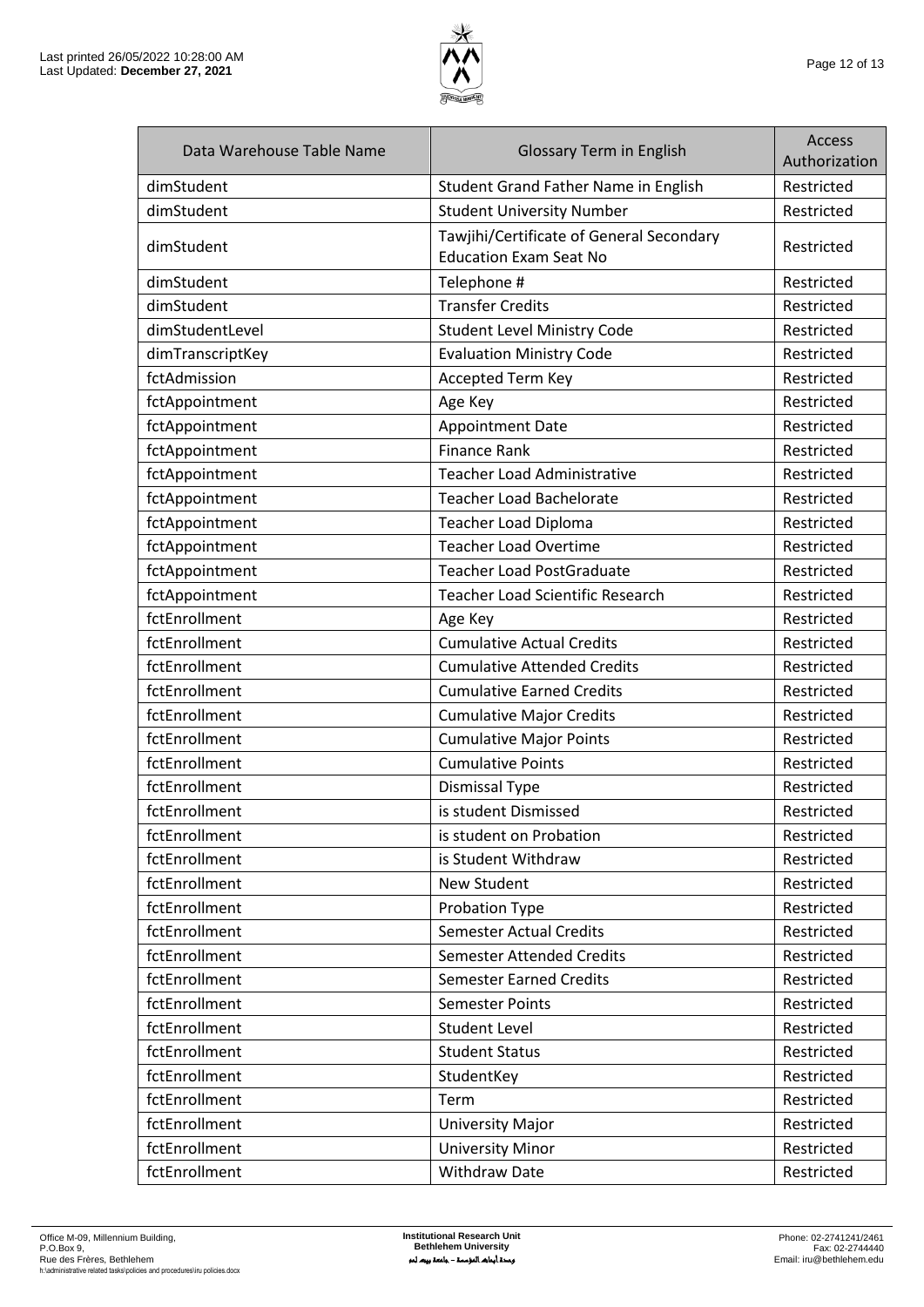| Data Warehouse Table Name | Glossary Term in English | Access Authorization |
|---|---|---|
| dimStudent | Student Grand Father Name in English | Restricted |
| dimStudent | Student University Number | Restricted |
| dimStudent | Tawjihi/Certificate of General Secondary Education Exam Seat No | Restricted |
| dimStudent | Telephone # | Restricted |
| dimStudent | Transfer Credits | Restricted |
| dimStudentLevel | Student Level Ministry Code | Restricted |
| dimTranscriptKey | Evaluation Ministry Code | Restricted |
| fctAdmission | Accepted Term Key | Restricted |
| fctAppointment | Age Key | Restricted |
| fctAppointment | Appointment Date | Restricted |
| fctAppointment | Finance Rank | Restricted |
| fctAppointment | Teacher Load Administrative | Restricted |
| fctAppointment | Teacher Load Bachelorate | Restricted |
| fctAppointment | Teacher Load Diploma | Restricted |
| fctAppointment | Teacher Load Overtime | Restricted |
| fctAppointment | Teacher Load PostGraduate | Restricted |
| fctAppointment | Teacher Load Scientific Research | Restricted |
| fctEnrollment | Age Key | Restricted |
| fctEnrollment | Cumulative Actual Credits | Restricted |
| fctEnrollment | Cumulative Attended Credits | Restricted |
| fctEnrollment | Cumulative Earned Credits | Restricted |
| fctEnrollment | Cumulative Major Credits | Restricted |
| fctEnrollment | Cumulative Major Points | Restricted |
| fctEnrollment | Cumulative Points | Restricted |
| fctEnrollment | Dismissal Type | Restricted |
| fctEnrollment | is student Dismissed | Restricted |
| fctEnrollment | is student on Probation | Restricted |
| fctEnrollment | is Student Withdraw | Restricted |
| fctEnrollment | New Student | Restricted |
| fctEnrollment | Probation Type | Restricted |
| fctEnrollment | Semester Actual Credits | Restricted |
| fctEnrollment | Semester Attended Credits | Restricted |
| fctEnrollment | Semester Earned Credits | Restricted |
| fctEnrollment | Semester Points | Restricted |
| fctEnrollment | Student Level | Restricted |
| fctEnrollment | Student Status | Restricted |
| fctEnrollment | StudentKey | Restricted |
| fctEnrollment | Term | Restricted |
| fctEnrollment | University Major | Restricted |
| fctEnrollment | University Minor | Restricted |
| fctEnrollment | Withdraw Date | Restricted |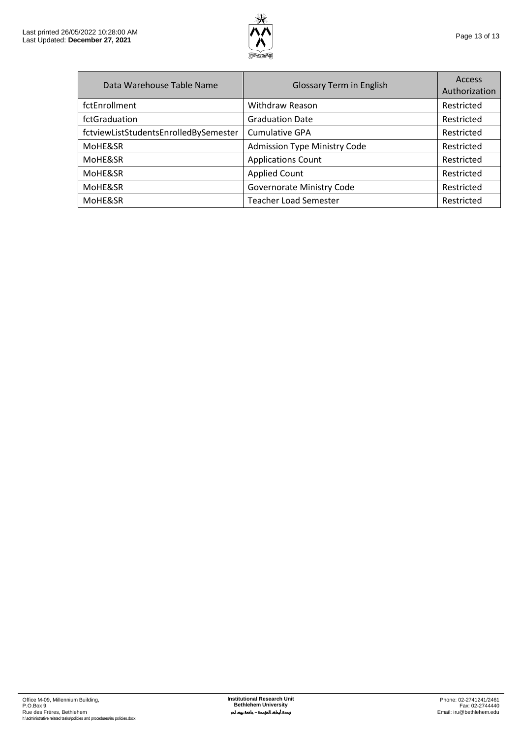| Data Warehouse Table Name | Glossary Term in English | Access Authorization |
|---|---|---|
| fctEnrollment | Withdraw Reason | Restricted |
| fctGraduation | Graduation Date | Restricted |
| fctviewListStudentsEnrolledBySemester | Cumulative GPA | Restricted |
| MoHE&SR | Admission Type Ministry Code | Restricted |
| MoHE&SR | Applications Count | Restricted |
| MoHE&SR | Applied Count | Restricted |
| MoHE&SR | Governorate Ministry Code | Restricted |
| MoHE&SR | Teacher Load Semester | Restricted |